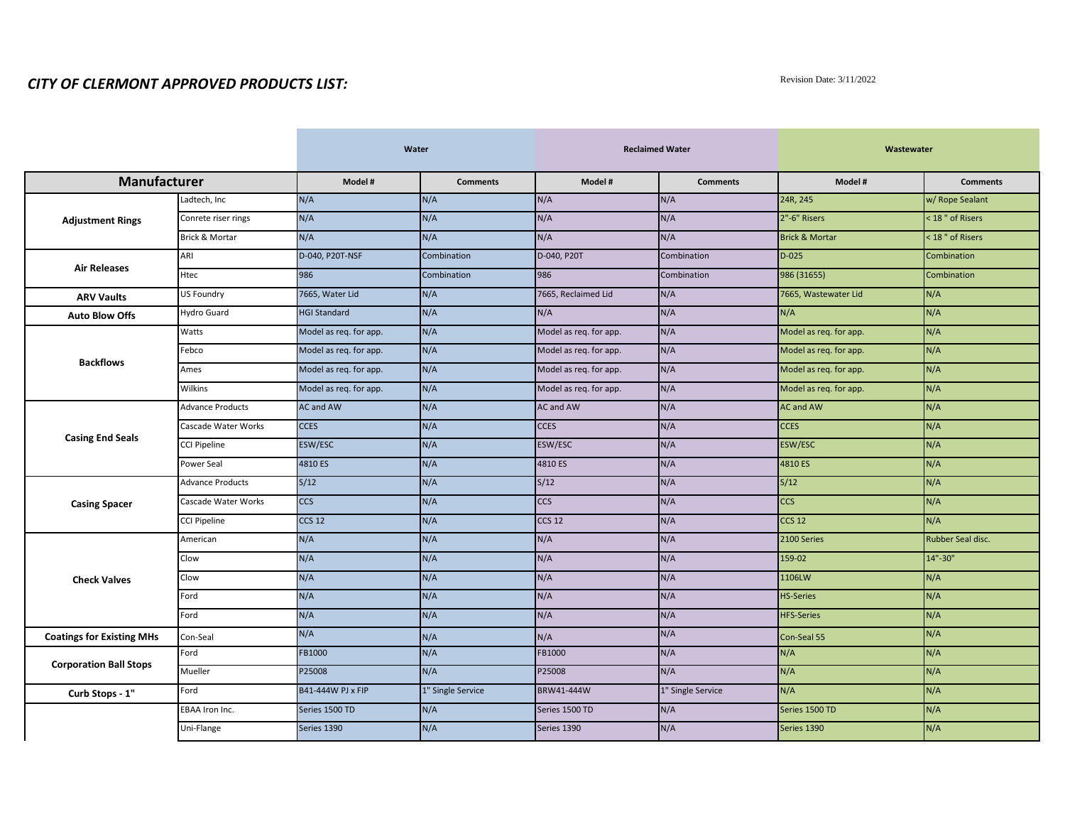## *CITY OF CLERMONT APPROVED PRODUCTS LIST:*

Revision Date: 3/11/2022

| Manufacturer | | Water | | Reclaimed Water | | Wastewater | |
|---|---|---|---|---|---|---|---|
| | | Model # | Comments | Model # | Comments | Model # | Comments |
| Adjustment Rings | Ladtech, Inc | N/A | N/A | N/A | N/A | 24R, 245 | w/ Rope Sealant |
| | Conrete riser rings | N/A | N/A | N/A | N/A | 2"-6" Risers | < 18 " of Risers |
| | Brick & Mortar | N/A | N/A | N/A | N/A | Brick & Mortar | < 18 " of Risers |
| Air Releases | ARI | D-040, P20T-NSF | Combination | D-040, P20T | Combination | D-025 | Combination |
| | Htec | 986 | Combination | 986 | Combination | 986 (31655) | Combination |
| ARV Vaults | US Foundry | 7665, Water Lid | N/A | 7665, Reclaimed Lid | N/A | 7665, Wastewater Lid | N/A |
| Auto Blow Offs | Hydro Guard | HGI Standard | N/A | N/A | N/A | N/A | N/A |
| Backflows | Watts | Model as req. for app. | N/A | Model as req. for app. | N/A | Model as req. for app. | N/A |
| | Febco | Model as req. for app. | N/A | Model as req. for app. | N/A | Model as req. for app. | N/A |
| | Ames | Model as req. for app. | N/A | Model as req. for app. | N/A | Model as req. for app. | N/A |
| | Wilkins | Model as req. for app. | N/A | Model as req. for app. | N/A | Model as req. for app. | N/A |
| Casing End Seals | Advance Products | AC and AW | N/A | AC and AW | N/A | AC and AW | N/A |
| | Cascade Water Works | CCES | N/A | CCES | N/A | CCES | N/A |
| | CCI Pipeline | ESW/ESC | N/A | ESW/ESC | N/A | ESW/ESC | N/A |
| | Power Seal | 4810 ES | N/A | 4810 ES | N/A | 4810 ES | N/A |
| Casing Spacer | Advance Products | S/12 | N/A | S/12 | N/A | S/12 | N/A |
| | Cascade Water Works | CCS | N/A | CCS | N/A | CCS | N/A |
| | CCI Pipeline | CCS 12 | N/A | CCS 12 | N/A | CCS 12 | N/A |
| Check Valves | American | N/A | N/A | N/A | N/A | 2100 Series | Rubber Seal disc. |
| | Clow | N/A | N/A | N/A | N/A | 159-02 | 14"-30" |
| | Clow | N/A | N/A | N/A | N/A | 1106LW | N/A |
| | Ford | N/A | N/A | N/A | N/A | HS-Series | N/A |
| | Ford | N/A | N/A | N/A | N/A | HFS-Series | N/A |
| Coatings for Existing MHs | Con-Seal | N/A | N/A | N/A | N/A | Con-Seal 55 | N/A |
| Corporation Ball Stops | Ford | FB1000 | N/A | FB1000 | N/A | N/A | N/A |
| | Mueller | P25008 | N/A | P25008 | N/A | N/A | N/A |
| Curb Stops - 1" | Ford | B41-444W PJ x FIP | 1" Single Service | BRW41-444W | 1" Single Service | N/A | N/A |
| | EBAA Iron Inc. | Series 1500 TD | N/A | Series 1500 TD | N/A | Series 1500 TD | N/A |
| | Uni-Flange | Series 1390 | N/A | Series 1390 | N/A | Series 1390 | N/A |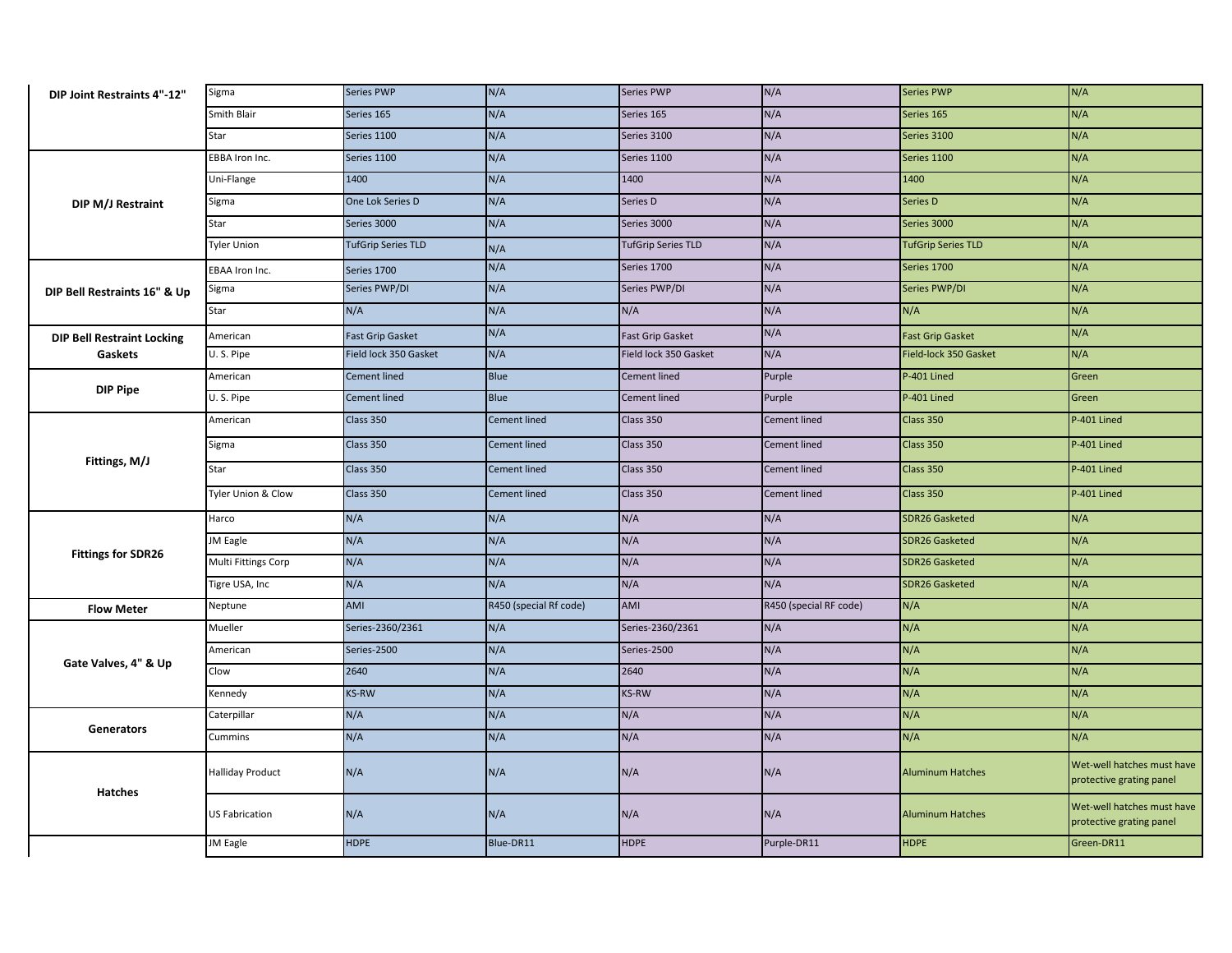| | | | | | | | |
|---|---|---|---|---|---|---|---|
| **DIP Joint Restraints 4"-12"** | Sigma | Series PWP | N/A | Series PWP | N/A | Series PWP | N/A |
| | Smith Blair | Series 165 | N/A | Series 165 | N/A | Series 165 | N/A |
| | Star | Series 1100 | N/A | Series 3100 | N/A | Series 3100 | N/A |
| **DIP M/J Restraint** | EBBA Iron Inc. | Series 1100 | N/A | Series 1100 | N/A | Series 1100 | N/A |
| | Uni-Flange | 1400 | N/A | 1400 | N/A | 1400 | N/A |
| | Sigma | One Lok Series D | N/A | Series D | N/A | Series D | N/A |
| | Star | Series 3000 | N/A | Series 3000 | N/A | Series 3000 | N/A |
| | Tyler Union | TufGrip Series TLD | N/A | TufGrip Series TLD | N/A | TufGrip Series TLD | N/A |
| **DIP Bell Restraints 16" & Up** | EBAA Iron Inc. | Series 1700 | N/A | Series 1700 | N/A | Series 1700 | N/A |
| | Sigma | Series PWP/DI | N/A | Series PWP/DI | N/A | Series PWP/DI | N/A |
| | Star | N/A | N/A | N/A | N/A | N/A | N/A |
| **DIP Bell Restraint Locking Gaskets** | American | Fast Grip Gasket | N/A | Fast Grip Gasket | N/A | Fast Grip Gasket | N/A |
| | U. S. Pipe | Field lock 350 Gasket | N/A | Field lock 350 Gasket | N/A | Field-lock 350 Gasket | N/A |
| **DIP Pipe** | American | Cement lined | Blue | Cement lined | Purple | P-401 Lined | Green |
| | U. S. Pipe | Cement lined | Blue | Cement lined | Purple | P-401 Lined | Green |
| **Fittings, M/J** | American | Class 350 | Cement lined | Class 350 | Cement lined | Class 350 | P-401 Lined |
| | Sigma | Class 350 | Cement lined | Class 350 | Cement lined | Class 350 | P-401 Lined |
| | Star | Class 350 | Cement lined | Class 350 | Cement lined | Class 350 | P-401 Lined |
| | Tyler Union & Clow | Class 350 | Cement lined | Class 350 | Cement lined | Class 350 | P-401 Lined |
| **Fittings for SDR26** | Harco | N/A | N/A | N/A | N/A | SDR26 Gasketed | N/A |
| | JM Eagle | N/A | N/A | N/A | N/A | SDR26 Gasketed | N/A |
| | Multi Fittings Corp | N/A | N/A | N/A | N/A | SDR26 Gasketed | N/A |
| | Tigre USA, Inc | N/A | N/A | N/A | N/A | SDR26 Gasketed | N/A |
| **Flow Meter** | Neptune | AMI | R450 (special Rf code) | AMI | R450 (special RF code) | N/A | N/A |
| **Gate Valves, 4" & Up** | Mueller | Series-2360/2361 | N/A | Series-2360/2361 | N/A | N/A | N/A |
| | American | Series-2500 | N/A | Series-2500 | N/A | N/A | N/A |
| | Clow | 2640 | N/A | 2640 | N/A | N/A | N/A |
| | Kennedy | KS-RW | N/A | KS-RW | N/A | N/A | N/A |
| **Generators** | Caterpillar | N/A | N/A | N/A | N/A | N/A | N/A |
| | Cummins | N/A | N/A | N/A | N/A | N/A | N/A |
| **Hatches** | Halliday Product | N/A | N/A | N/A | N/A | Aluminum Hatches | Wet-well hatches must have protective grating panel |
| | US Fabrication | N/A | N/A | N/A | N/A | Aluminum Hatches | Wet-well hatches must have protective grating panel |
| | JM Eagle | HDPE | Blue-DR11 | HDPE | Purple-DR11 | HDPE | Green-DR11 |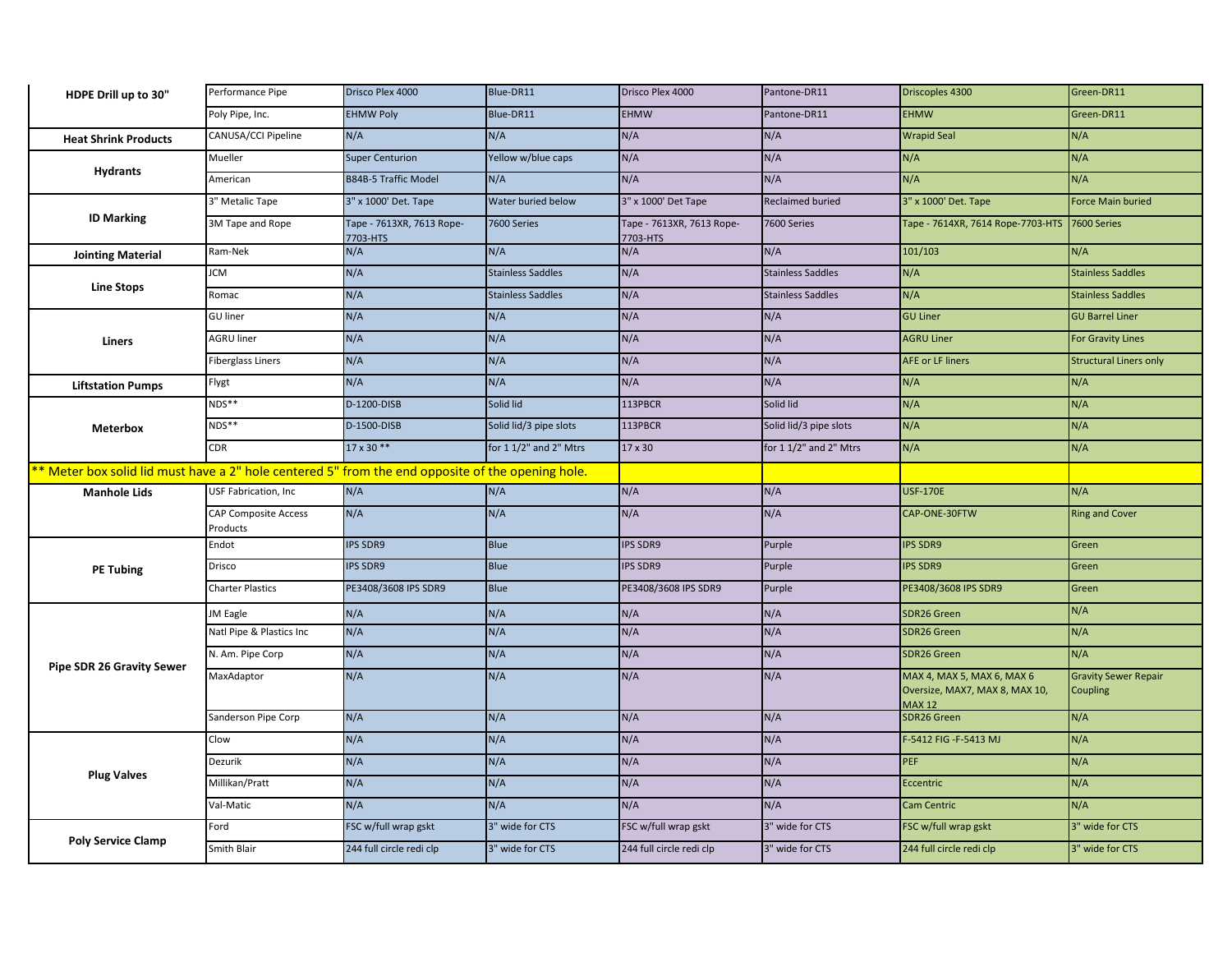| | | | | | | | |
|---|---|---|---|---|---|---|---|
| **HDPE Drill up to 30"** | Performance Pipe | Drisco Plex 4000 | Blue-DR11 | Drisco Plex 4000 | Pantone-DR11 | Driscoples 4300 | Green-DR11 |
| | Poly Pipe, Inc. | EHMW Poly | Blue-DR11 | EHMW | Pantone-DR11 | EHMW | Green-DR11 |
| **Heat Shrink Products** | CANUSA/CCI Pipeline | N/A | N/A | N/A | N/A | Wrapid Seal | N/A |
| **Hydrants** | Mueller | Super Centurion | Yellow w/blue caps | N/A | N/A | N/A | N/A |
| | American | B84B-5 Traffic Model | N/A | N/A | N/A | N/A | N/A |
| **ID Marking** | 3" Metalic Tape | 3" x 1000' Det. Tape | Water buried below | 3" x 1000' Det Tape | Reclaimed buried | 3" x 1000' Det. Tape | Force Main buried |
| | 3M Tape and Rope | Tape - 7613XR, 7613 Rope-7703-HTS | 7600 Series | Tape - 7613XR, 7613 Rope-7703-HTS | 7600 Series | Tape - 7614XR, 7614 Rope-7703-HTS | 7600 Series |
| **Jointing Material** | Ram-Nek | N/A | N/A | N/A | N/A | 101/103 | N/A |
| **Line Stops** | JCM | N/A | Stainless Saddles | N/A | Stainless Saddles | N/A | Stainless Saddles |
| | Romac | N/A | Stainless Saddles | N/A | Stainless Saddles | N/A | Stainless Saddles |
| **Liners** | GU liner | N/A | N/A | N/A | N/A | GU Liner | GU Barrel Liner |
| | AGRU liner | N/A | N/A | N/A | N/A | AGRU Liner | For Gravity Lines |
| | Fiberglass Liners | N/A | N/A | N/A | N/A | AFE or LF liners | Structural Liners only |
| **Liftstation Pumps** | Flygt | N/A | N/A | N/A | N/A | N/A | N/A |
| **Meterbox** | NDS** | D-1200-DISB | Solid lid | 113PBCR | Solid lid | N/A | N/A |
| | NDS** | D-1500-DISB | Solid lid/3 pipe slots | 113PBCR | Solid lid/3 pipe slots | N/A | N/A |
| | CDR | 17 x 30 ** | for 1 1/2" and 2" Mtrs | 17 x 30 | for 1 1/2" and 2" Mtrs | N/A | N/A |
| ** Meter box solid lid must have a 2" hole centered 5" from the end opposite of the opening hole. | | | | | | | |
| **Manhole Lids** | USF Fabrication, Inc | N/A | N/A | N/A | N/A | USF-170E | N/A |
| | CAP Composite Access Products | N/A | N/A | N/A | N/A | CAP-ONE-30FTW | Ring and Cover |
| **PE Tubing** | Endot | IPS SDR9 | Blue | IPS SDR9 | Purple | IPS SDR9 | Green |
| | Drisco | IPS SDR9 | Blue | IPS SDR9 | Purple | IPS SDR9 | Green |
| | Charter Plastics | PE3408/3608 IPS SDR9 | Blue | PE3408/3608 IPS SDR9 | Purple | PE3408/3608 IPS SDR9 | Green |
| **Pipe SDR 26 Gravity Sewer** | JM Eagle | N/A | N/A | N/A | N/A | SDR26 Green | N/A |
| | Natl Pipe & Plastics Inc | N/A | N/A | N/A | N/A | SDR26 Green | N/A |
| | N. Am. Pipe Corp | N/A | N/A | N/A | N/A | SDR26 Green | N/A |
| | MaxAdaptor | N/A | N/A | N/A | N/A | MAX 4, MAX 5, MAX 6, MAX 6 Oversize, MAX7, MAX 8, MAX 10, MAX 12 | Gravity Sewer Repair Coupling |
| | Sanderson Pipe Corp | N/A | N/A | N/A | N/A | SDR26 Green | N/A |
| **Plug Valves** | Clow | N/A | N/A | N/A | N/A | F-5412 FIG -F-5413 MJ | N/A |
| | Dezurik | N/A | N/A | N/A | N/A | PEF | N/A |
| | Millikan/Pratt | N/A | N/A | N/A | N/A | Eccentric | N/A |
| | Val-Matic | N/A | N/A | N/A | N/A | Cam Centric | N/A |
| **Poly Service Clamp** | Ford | FSC w/full wrap gskt | 3" wide for CTS | FSC w/full wrap gskt | 3" wide for CTS | FSC w/full wrap gskt | 3" wide for CTS |
| | Smith Blair | 244 full circle redi clp | 3" wide for CTS | 244 full circle redi clp | 3" wide for CTS | 244 full circle redi clp | 3" wide for CTS |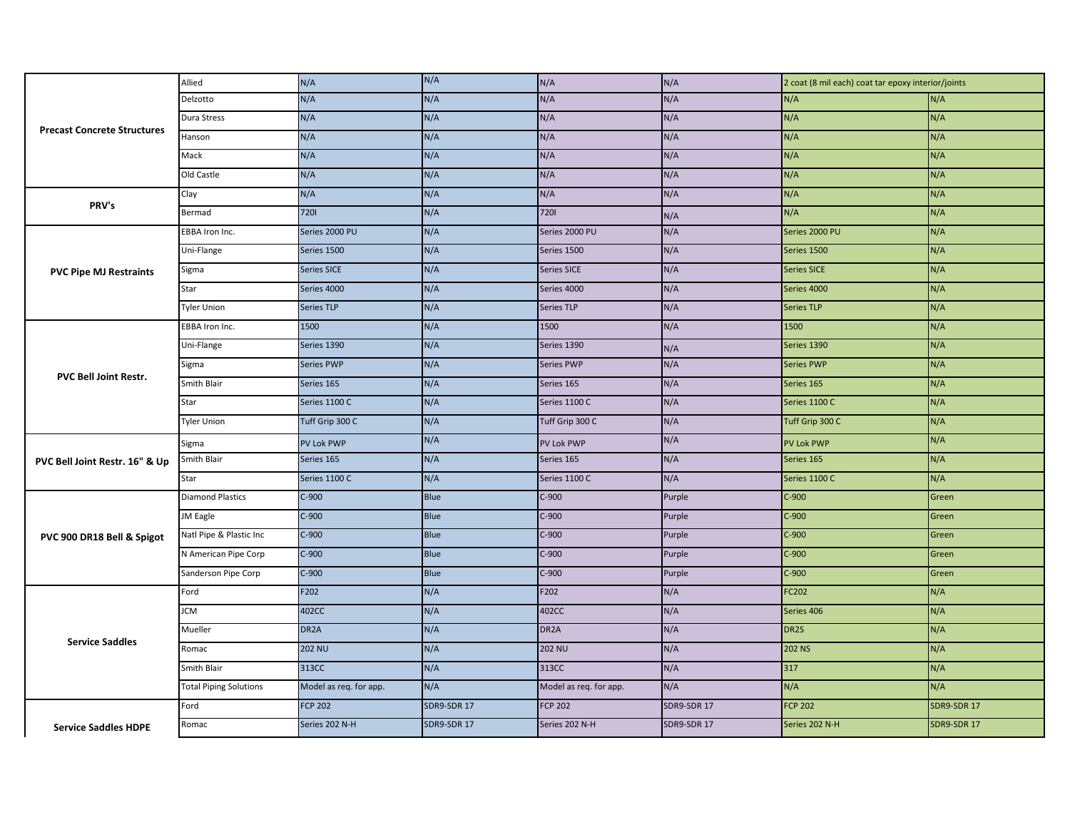| | | | | | | | |
|---|---|---|---|---|---|---|---|
| **Precast Concrete Structures** | Allied | N/A | N/A | N/A | N/A | 2 coat (8 mil each) coat tar epoxy interior/joints | |
| | Delzotto | N/A | N/A | N/A | N/A | N/A | N/A |
| | Dura Stress | N/A | N/A | N/A | N/A | N/A | N/A |
| | Hanson | N/A | N/A | N/A | N/A | N/A | N/A |
| | Mack | N/A | N/A | N/A | N/A | N/A | N/A |
| | Old Castle | N/A | N/A | N/A | N/A | N/A | N/A |
| **PRV's** | Clay | N/A | N/A | N/A | N/A | N/A | N/A |
| | Bermad | 720I | N/A | 720I | N/A | N/A | N/A |
| **PVC Pipe MJ Restraints** | EBBA Iron Inc. | Series 2000 PU | N/A | Series 2000 PU | N/A | Series 2000 PU | N/A |
| | Uni-Flange | Series 1500 | N/A | Series 1500 | N/A | Series 1500 | N/A |
| | Sigma | Series SICE | N/A | Series SICE | N/A | Series SICE | N/A |
| | Star | Series 4000 | N/A | Series 4000 | N/A | Series 4000 | N/A |
| | Tyler Union | Series TLP | N/A | Series TLP | N/A | Series TLP | N/A |
| **PVC Bell Joint Restr.** | EBBA Iron Inc. | 1500 | N/A | 1500 | N/A | 1500 | N/A |
| | Uni-Flange | Series 1390 | N/A | Series 1390 | N/A | Series 1390 | N/A |
| | Sigma | Series PWP | N/A | Series PWP | N/A | Series PWP | N/A |
| | Smith Blair | Series 165 | N/A | Series 165 | N/A | Series 165 | N/A |
| | Star | Series 1100 C | N/A | Series 1100 C | N/A | Series 1100 C | N/A |
| | Tyler Union | Tuff Grip 300 C | N/A | Tuff Grip 300 C | N/A | Tuff Grip 300 C | N/A |
| **PVC Bell Joint Restr. 16" & Up** | Sigma | PV Lok PWP | N/A | PV Lok PWP | N/A | PV Lok PWP | N/A |
| | Smith Blair | Series 165 | N/A | Series 165 | N/A | Series 165 | N/A |
| | Star | Series 1100 C | N/A | Series 1100 C | N/A | Series 1100 C | N/A |
| **PVC 900 DR18 Bell & Spigot** | Diamond Plastics | C-900 | Blue | C-900 | Purple | C-900 | Green |
| | JM Eagle | C-900 | Blue | C-900 | Purple | C-900 | Green |
| | Natl Pipe & Plastic Inc | C-900 | Blue | C-900 | Purple | C-900 | Green |
| | N American Pipe Corp | C-900 | Blue | C-900 | Purple | C-900 | Green |
| | Sanderson Pipe Corp | C-900 | Blue | C-900 | Purple | C-900 | Green |
| **Service Saddles** | Ford | F202 | N/A | F202 | N/A | FC202 | N/A |
| | JCM | 402CC | N/A | 402CC | N/A | Series 406 | N/A |
| | Mueller | DR2A | N/A | DR2A | N/A | DR2S | N/A |
| | Romac | 202 NU | N/A | 202 NU | N/A | 202 NS | N/A |
| | Smith Blair | 313CC | N/A | 313CC | N/A | 317 | N/A |
| | Total Piping Solutions | Model as req. for app. | N/A | Model as req. for app. | N/A | N/A | N/A |
| **Service Saddles HDPE** | Ford | FCP 202 | SDR9-SDR 17 | FCP 202 | SDR9-SDR 17 | FCP 202 | SDR9-SDR 17 |
| | Romac | Series 202 N-H | SDR9-SDR 17 | Series 202 N-H | SDR9-SDR 17 | Series 202 N-H | SDR9-SDR 17 |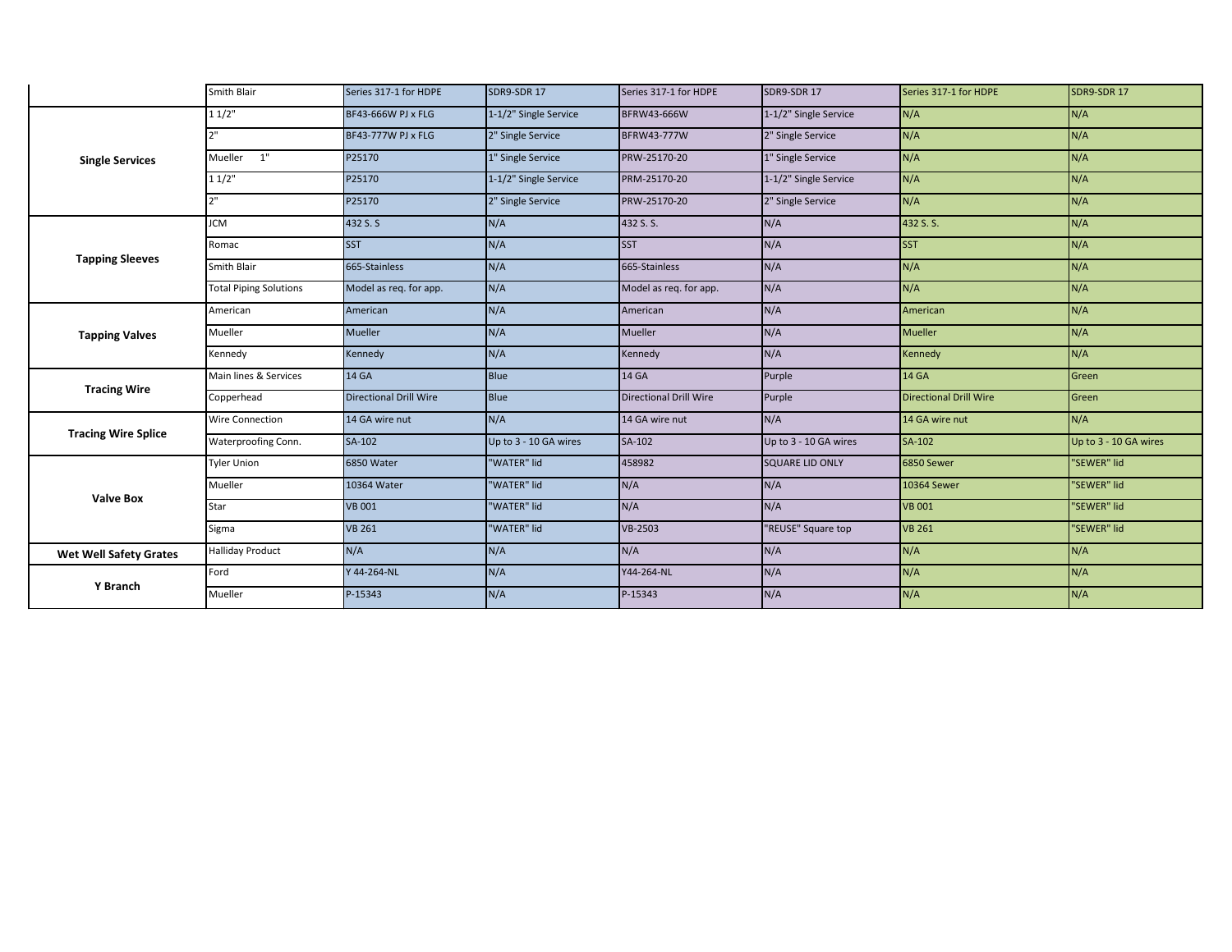| | | | | | | | |
|---|---|---|---|---|---|---|---|
| | Smith Blair | Series 317-1 for HDPE | SDR9-SDR 17 | Series 317-1 for HDPE | SDR9-SDR 17 | Series 317-1 for HDPE | SDR9-SDR 17 |
| **Single Services** | 1 1/2" | BF43-666W PJ x FLG | 1-1/2" Single Service | BFRW43-666W | 1-1/2" Single Service | N/A | N/A |
| | 2" | BF43-777W PJ x FLG | 2" Single Service | BFRW43-777W | 2" Single Service | N/A | N/A |
| | Mueller 1" | P25170 | 1" Single Service | PRW-25170-20 | 1" Single Service | N/A | N/A |
| | 1 1/2" | P25170 | 1-1/2" Single Service | PRM-25170-20 | 1-1/2" Single Service | N/A | N/A |
| | 2" | P25170 | 2" Single Service | PRW-25170-20 | 2" Single Service | N/A | N/A |
| **Tapping Sleeves** | JCM | 432 S. S | N/A | 432 S. S. | N/A | 432 S. S. | N/A |
| | Romac | SST | N/A | SST | N/A | SST | N/A |
| | Smith Blair | 665-Stainless | N/A | 665-Stainless | N/A | N/A | N/A |
| | Total Piping Solutions | Model as req. for app. | N/A | Model as req. for app. | N/A | N/A | N/A |
| **Tapping Valves** | American | American | N/A | American | N/A | American | N/A |
| | Mueller | Mueller | N/A | Mueller | N/A | Mueller | N/A |
| | Kennedy | Kennedy | N/A | Kennedy | N/A | Kennedy | N/A |
| **Tracing Wire** | Main lines & Services | 14 GA | Blue | 14 GA | Purple | 14 GA | Green |
| | Copperhead | Directional Drill Wire | Blue | Directional Drill Wire | Purple | Directional Drill Wire | Green |
| **Tracing Wire Splice** | Wire Connection | 14 GA wire nut | N/A | 14 GA wire nut | N/A | 14 GA wire nut | N/A |
| | Waterproofing Conn. | SA-102 | Up to 3 - 10 GA wires | SA-102 | Up to 3 - 10 GA wires | SA-102 | Up to 3 - 10 GA wires |
| **Valve Box** | Tyler Union | 6850 Water | "WATER" lid | 458982 | SQUARE LID ONLY | 6850 Sewer | "SEWER" lid |
| | Mueller | 10364 Water | "WATER" lid | N/A | N/A | 10364 Sewer | "SEWER" lid |
| | Star | VB 001 | "WATER" lid | N/A | N/A | VB 001 | "SEWER" lid |
| | Sigma | VB 261 | "WATER" lid | VB-2503 | "REUSE" Square top | VB 261 | "SEWER" lid |
| **Wet Well Safety Grates** | Halliday Product | N/A | N/A | N/A | N/A | N/A | N/A |
| **Y Branch** | Ford | Y 44-264-NL | N/A | Y44-264-NL | N/A | N/A | N/A |
| | Mueller | P-15343 | N/A | P-15343 | N/A | N/A | N/A |